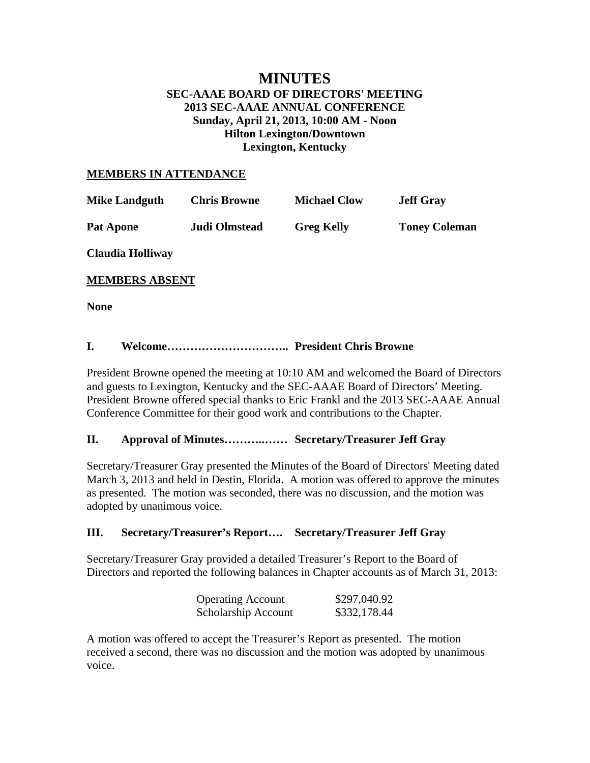# MINUTES

**SEC-AAAE BOARD OF DIRECTORS' MEETING**
**2013 SEC-AAAE ANNUAL CONFERENCE**
**Sunday, April 21, 2013, 10:00 AM - Noon**
**Hilton Lexington/Downtown**
**Lexington, Kentucky**

## MEMBERS IN ATTENDANCE

| | | | |
|---|---|---|---|
| **Mike Landguth** | **Chris Browne** | **Michael Clow** | **Jeff Gray** |
| **Pat Apone** | **Judi Olmstead** | **Greg Kelly** | **Toney Coleman** |
| **Claudia Holliway** | | | |

## MEMBERS ABSENT

**None**

### I. Welcome………………………….. President Chris Browne

President Browne opened the meeting at 10:10 AM and welcomed the Board of Directors and guests to Lexington, Kentucky and the SEC-AAAE Board of Directors' Meeting. President Browne offered special thanks to Eric Frankl and the 2013 SEC-AAAE Annual Conference Committee for their good work and contributions to the Chapter.

### II. Approval of Minutes………..…… Secretary/Treasurer Jeff Gray

Secretary/Treasurer Gray presented the Minutes of the Board of Directors' Meeting dated March 3, 2013 and held in Destin, Florida. A motion was offered to approve the minutes as presented. The motion was seconded, there was no discussion, and the motion was adopted by unanimous voice.

### III. Secretary/Treasurer's Report…. Secretary/Treasurer Jeff Gray

Secretary/Treasurer Gray provided a detailed Treasurer's Report to the Board of Directors and reported the following balances in Chapter accounts as of March 31, 2013:

| | |
|---|---|
| Operating Account | \$297,040.92 |
| Scholarship Account | \$332,178.44 |

A motion was offered to accept the Treasurer's Report as presented. The motion received a second, there was no discussion and the motion was adopted by unanimous voice.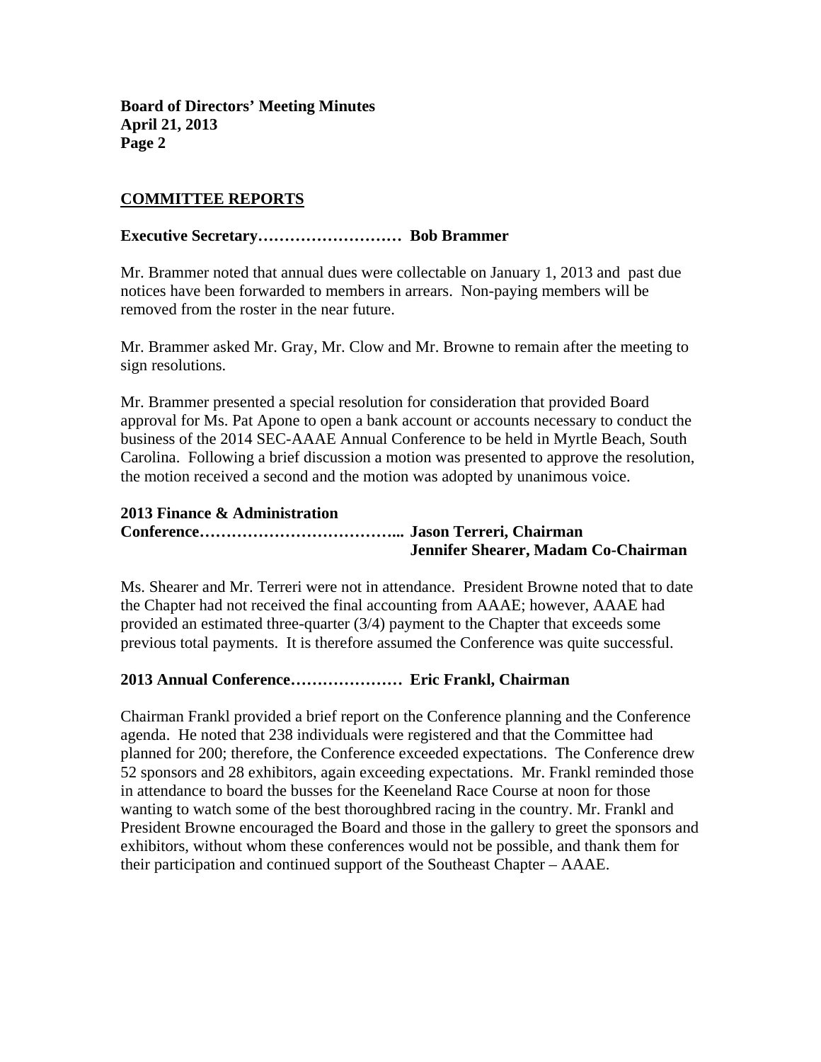## COMMITTEE REPORTS

**Executive Secretary……………………… Bob Brammer**

Mr. Brammer noted that annual dues were collectable on January 1, 2013 and past due notices have been forwarded to members in arrears. Non-paying members will be removed from the roster in the near future.

Mr. Brammer asked Mr. Gray, Mr. Clow and Mr. Browne to remain after the meeting to sign resolutions.

Mr. Brammer presented a special resolution for consideration that provided Board approval for Ms. Pat Apone to open a bank account or accounts necessary to conduct the business of the 2014 SEC-AAAE Annual Conference to be held in Myrtle Beach, South Carolina. Following a brief discussion a motion was presented to approve the resolution, the motion received a second and the motion was adopted by unanimous voice.

**2013 Finance & Administration Conference……………………………... Jason Terreri, Chairman**
**Jennifer Shearer, Madam Co-Chairman**

Ms. Shearer and Mr. Terreri were not in attendance. President Browne noted that to date the Chapter had not received the final accounting from AAAE; however, AAAE had provided an estimated three-quarter (3/4) payment to the Chapter that exceeds some previous total payments. It is therefore assumed the Conference was quite successful.

**2013 Annual Conference………………… Eric Frankl, Chairman**

Chairman Frankl provided a brief report on the Conference planning and the Conference agenda. He noted that 238 individuals were registered and that the Committee had planned for 200; therefore, the Conference exceeded expectations. The Conference drew 52 sponsors and 28 exhibitors, again exceeding expectations. Mr. Frankl reminded those in attendance to board the busses for the Keeneland Race Course at noon for those wanting to watch some of the best thoroughbred racing in the country. Mr. Frankl and President Browne encouraged the Board and those in the gallery to greet the sponsors and exhibitors, without whom these conferences would not be possible, and thank them for their participation and continued support of the Southeast Chapter – AAAE.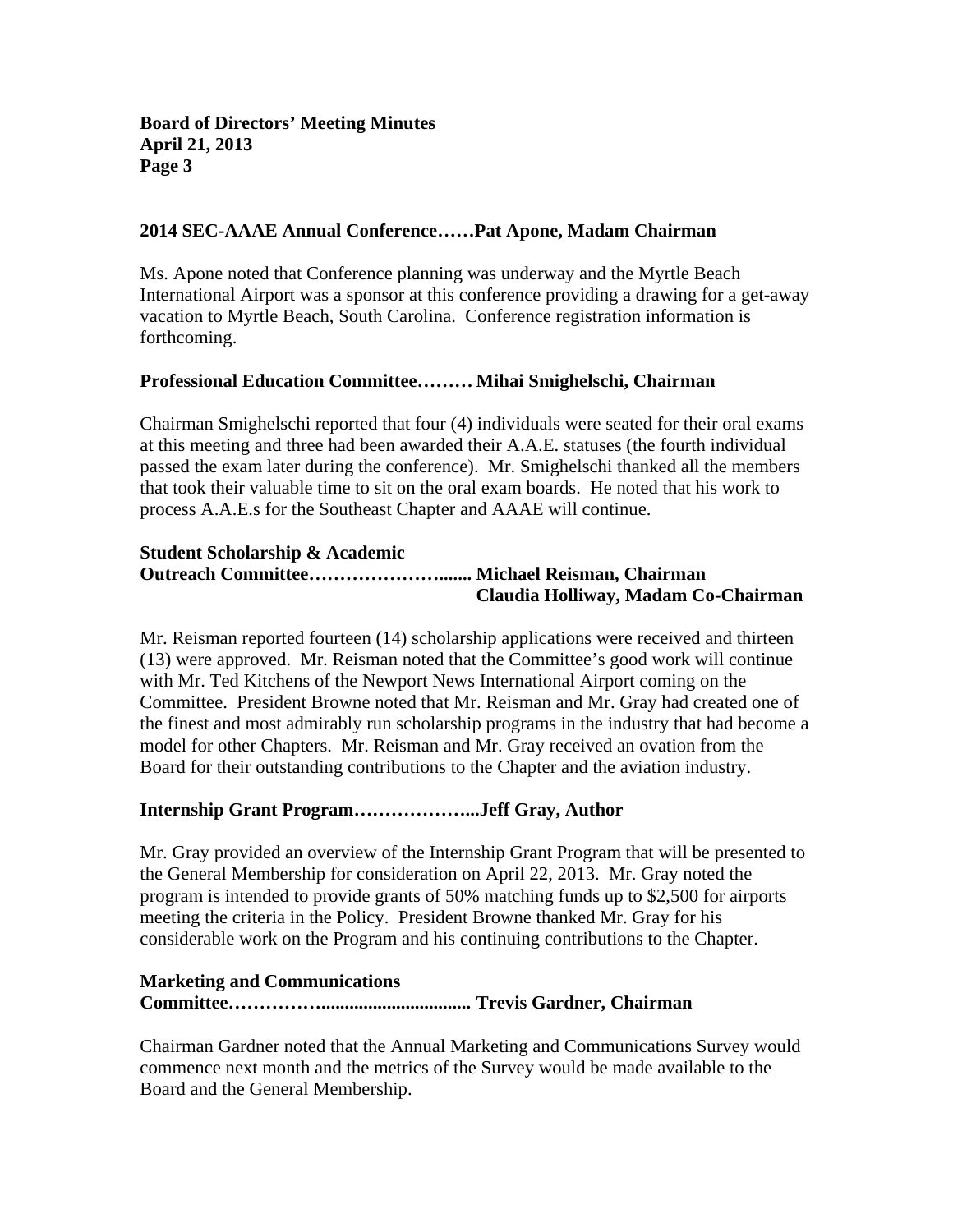**2014 SEC-AAAE Annual Conference……Pat Apone, Madam Chairman**

Ms. Apone noted that Conference planning was underway and the Myrtle Beach International Airport was a sponsor at this conference providing a drawing for a get-away vacation to Myrtle Beach, South Carolina. Conference registration information is forthcoming.

**Professional Education Committee……… Mihai Smighelschi, Chairman**

Chairman Smighelschi reported that four (4) individuals were seated for their oral exams at this meeting and three had been awarded their A.A.E. statuses (the fourth individual passed the exam later during the conference). Mr. Smighelschi thanked all the members that took their valuable time to sit on the oral exam boards. He noted that his work to process A.A.E.s for the Southeast Chapter and AAAE will continue.

**Student Scholarship & Academic Outreach Committee…………………....... Michael Reisman, Chairman**
**Claudia Holliway, Madam Co-Chairman**

Mr. Reisman reported fourteen (14) scholarship applications were received and thirteen (13) were approved. Mr. Reisman noted that the Committee's good work will continue with Mr. Ted Kitchens of the Newport News International Airport coming on the Committee. President Browne noted that Mr. Reisman and Mr. Gray had created one of the finest and most admirably run scholarship programs in the industry that had become a model for other Chapters. Mr. Reisman and Mr. Gray received an ovation from the Board for their outstanding contributions to the Chapter and the aviation industry.

**Internship Grant Program………………...Jeff Gray, Author**

Mr. Gray provided an overview of the Internship Grant Program that will be presented to the General Membership for consideration on April 22, 2013. Mr. Gray noted the program is intended to provide grants of 50% matching funds up to $2,500 for airports meeting the criteria in the Policy. President Browne thanked Mr. Gray for his considerable work on the Program and his continuing contributions to the Chapter.

**Marketing and Communications Committee…………….............................. Trevis Gardner, Chairman**

Chairman Gardner noted that the Annual Marketing and Communications Survey would commence next month and the metrics of the Survey would be made available to the Board and the General Membership.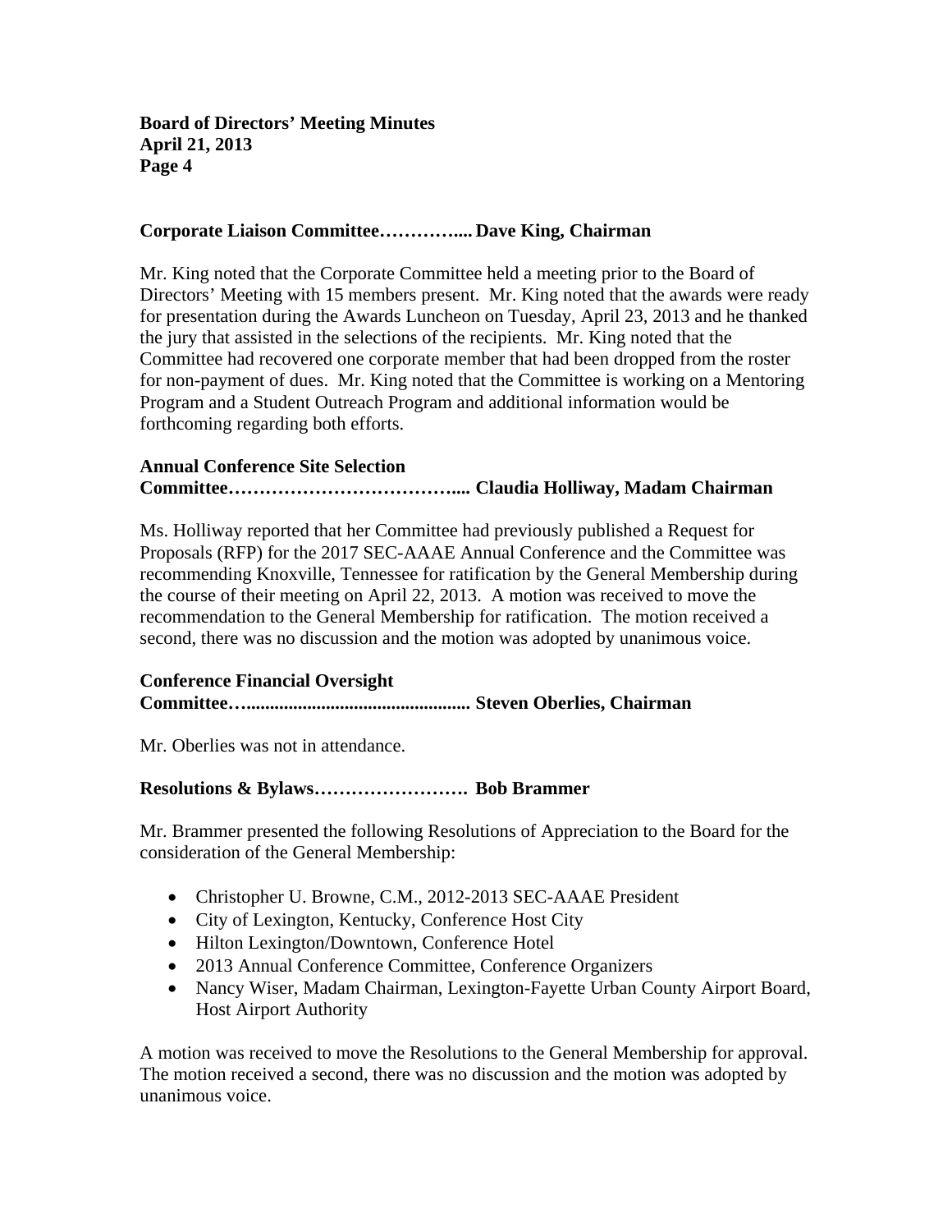**Corporate Liaison Committee…………..Dave King, Chairman**

Mr. King noted that the Corporate Committee held a meeting prior to the Board of Directors' Meeting with 15 members present. Mr. King noted that the awards were ready for presentation during the Awards Luncheon on Tuesday, April 23, 2013 and he thanked the jury that assisted in the selections of the recipients. Mr. King noted that the Committee had recovered one corporate member that had been dropped from the roster for non-payment of dues. Mr. King noted that the Committee is working on a Mentoring Program and a Student Outreach Program and additional information would be forthcoming regarding both efforts.

**Annual Conference Site Selection Committee……………………………….... Claudia Holliway, Madam Chairman**

Ms. Holliway reported that her Committee had previously published a Request for Proposals (RFP) for the 2017 SEC-AAAE Annual Conference and the Committee was recommending Knoxville, Tennessee for ratification by the General Membership during the course of their meeting on April 22, 2013. A motion was received to move the recommendation to the General Membership for ratification. The motion received a second, there was no discussion and the motion was adopted by unanimous voice.

**Conference Financial Oversight Committee…............................................. Steven Oberlies, Chairman**

Mr. Oberlies was not in attendance.

**Resolutions & Bylaws……………………. Bob Brammer**

Mr. Brammer presented the following Resolutions of Appreciation to the Board for the consideration of the General Membership:

- Christopher U. Browne, C.M., 2012-2013 SEC-AAAE President
- City of Lexington, Kentucky, Conference Host City
- Hilton Lexington/Downtown, Conference Hotel
- 2013 Annual Conference Committee, Conference Organizers
- Nancy Wiser, Madam Chairman, Lexington-Fayette Urban County Airport Board, Host Airport Authority

A motion was received to move the Resolutions to the General Membership for approval. The motion received a second, there was no discussion and the motion was adopted by unanimous voice.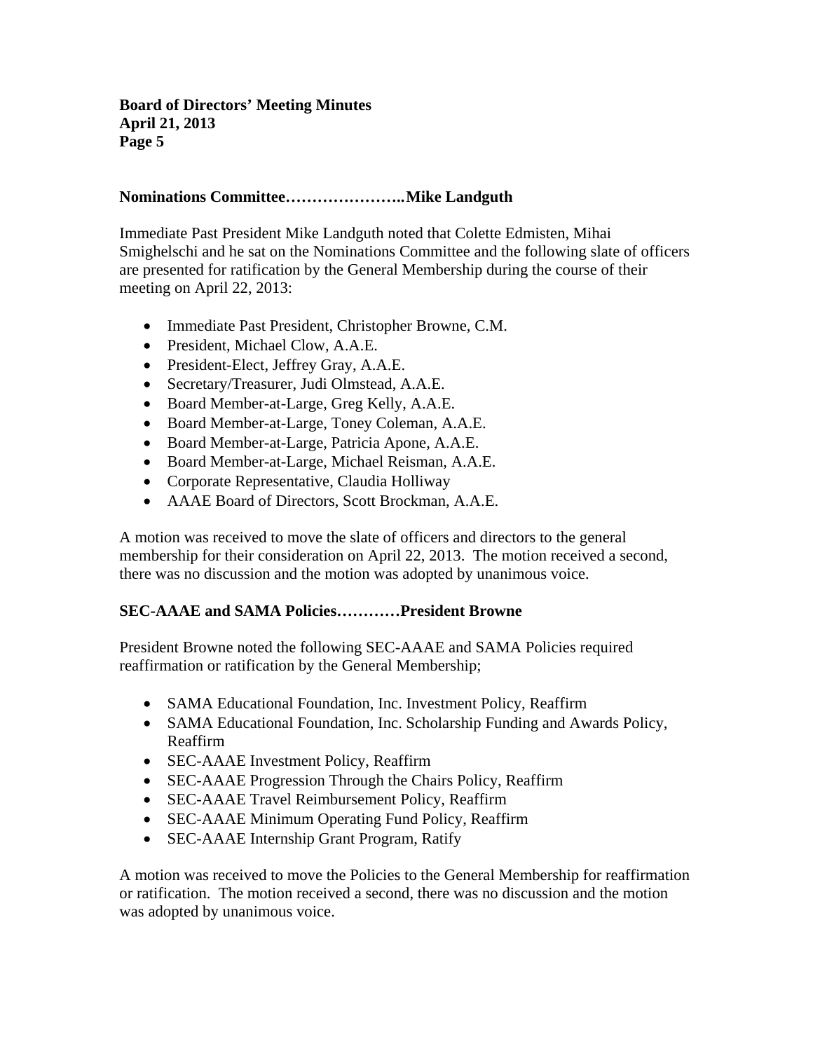**Nominations Committee…………………..Mike Landguth**

Immediate Past President Mike Landguth noted that Colette Edmisten, Mihai Smighelschi and he sat on the Nominations Committee and the following slate of officers are presented for ratification by the General Membership during the course of their meeting on April 22, 2013:

- Immediate Past President, Christopher Browne, C.M.
- President, Michael Clow, A.A.E.
- President-Elect, Jeffrey Gray, A.A.E.
- Secretary/Treasurer, Judi Olmstead, A.A.E.
- Board Member-at-Large, Greg Kelly, A.A.E.
- Board Member-at-Large, Toney Coleman, A.A.E.
- Board Member-at-Large, Patricia Apone, A.A.E.
- Board Member-at-Large, Michael Reisman, A.A.E.
- Corporate Representative, Claudia Holliway
- AAAE Board of Directors, Scott Brockman, A.A.E.

A motion was received to move the slate of officers and directors to the general membership for their consideration on April 22, 2013. The motion received a second, there was no discussion and the motion was adopted by unanimous voice.

**SEC-AAAE and SAMA Policies…………President Browne**

President Browne noted the following SEC-AAAE and SAMA Policies required reaffirmation or ratification by the General Membership;

- SAMA Educational Foundation, Inc. Investment Policy, Reaffirm
- SAMA Educational Foundation, Inc. Scholarship Funding and Awards Policy, Reaffirm
- SEC-AAAE Investment Policy, Reaffirm
- SEC-AAAE Progression Through the Chairs Policy, Reaffirm
- SEC-AAAE Travel Reimbursement Policy, Reaffirm
- SEC-AAAE Minimum Operating Fund Policy, Reaffirm
- SEC-AAAE Internship Grant Program, Ratify

A motion was received to move the Policies to the General Membership for reaffirmation or ratification. The motion received a second, there was no discussion and the motion was adopted by unanimous voice.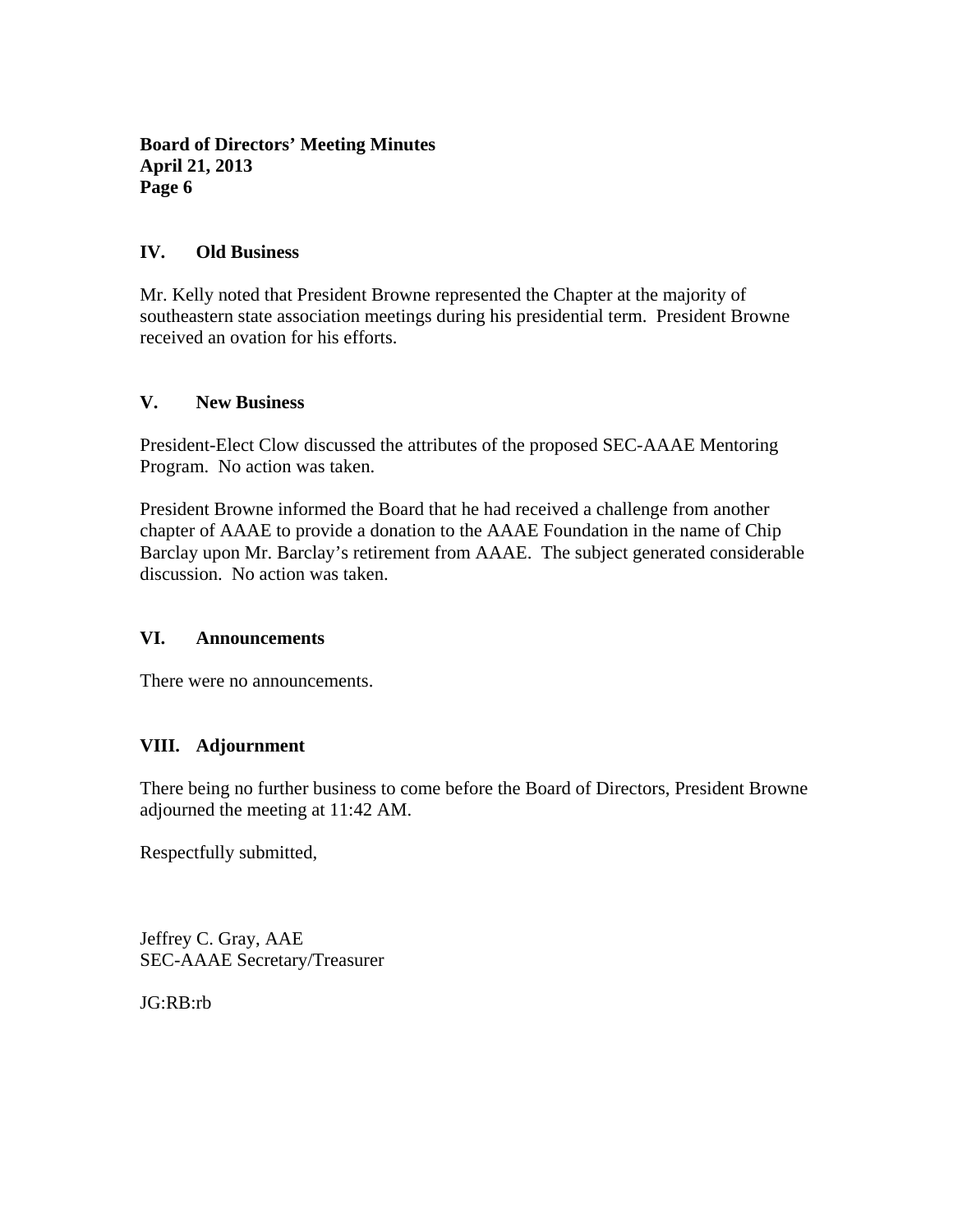## IV. Old Business

Mr. Kelly noted that President Browne represented the Chapter at the majority of southeastern state association meetings during his presidential term. President Browne received an ovation for his efforts.

## V. New Business

President-Elect Clow discussed the attributes of the proposed SEC-AAAE Mentoring Program. No action was taken.

President Browne informed the Board that he had received a challenge from another chapter of AAAE to provide a donation to the AAAE Foundation in the name of Chip Barclay upon Mr. Barclay's retirement from AAAE. The subject generated considerable discussion. No action was taken.

## VI. Announcements

There were no announcements.

## VIII. Adjournment

There being no further business to come before the Board of Directors, President Browne adjourned the meeting at 11:42 AM.

Respectfully submitted,

Jeffrey C. Gray, AAE
SEC-AAAE Secretary/Treasurer

JG:RB:rb